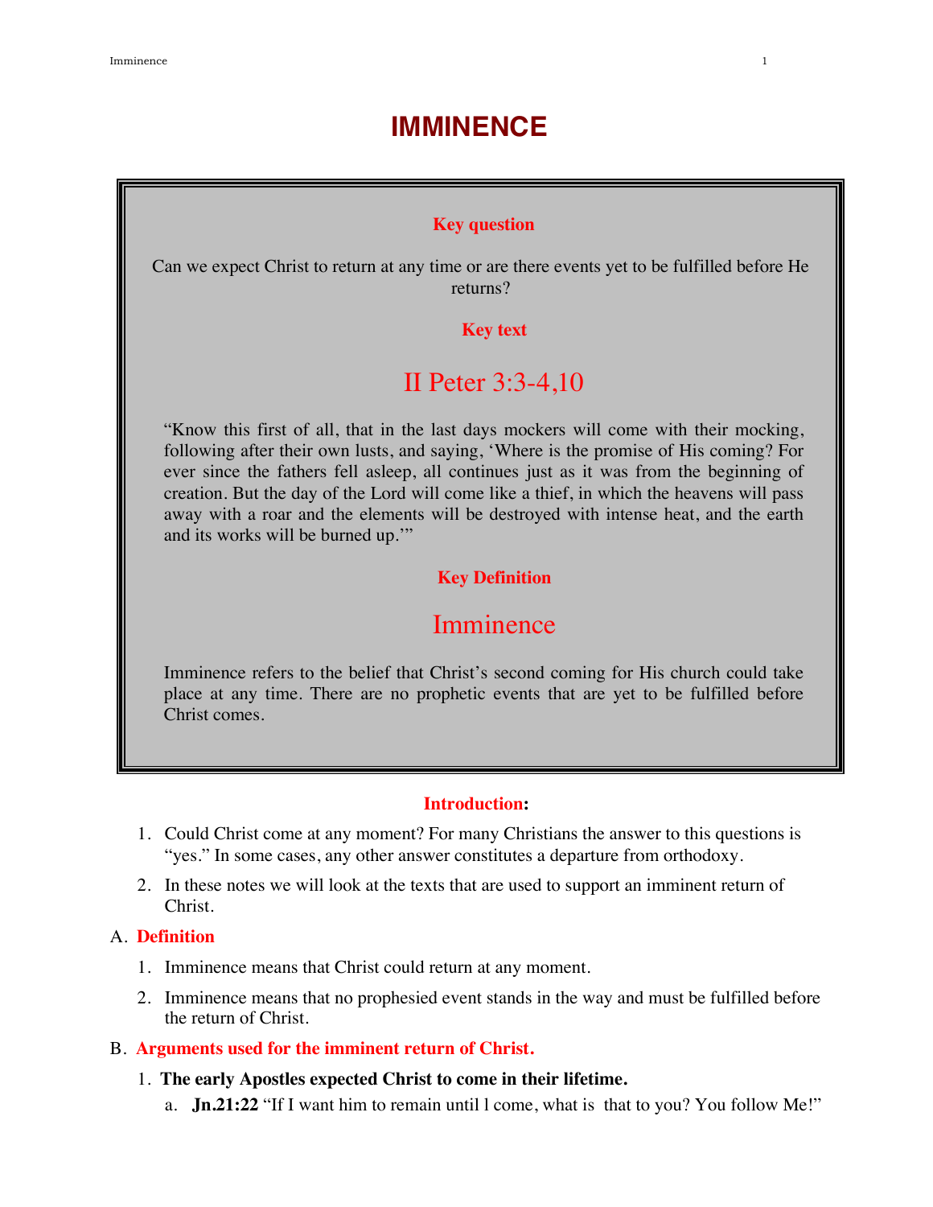# IMMINENCE

**Key question**

Can we expect Christ to return at any time or are there events yet to be fulfilled before He returns?

**Key text**

## II Peter 3:3-4,10

"Know this first of all, that in the last days mockers will come with their mocking, following after their own lusts, and saying, 'Where is the promise of His coming? For ever since the fathers fell asleep, all continues just as it was from the beginning of creation. But the day of the Lord will come like a thief, in which the heavens will pass away with a roar and the elements will be destroyed with intense heat, and the earth and its works will be burned up.'"

**Key Definition**

## Imminence

Imminence refers to the belief that Christ's second coming for His church could take place at any time. There are no prophetic events that are yet to be fulfilled before Christ comes.

**Introduction:**

1. Could Christ come at any moment? For many Christians the answer to this questions is "yes." In some cases, any other answer constitutes a departure from orthodoxy.
2. In these notes we will look at the texts that are used to support an imminent return of Christ.

A. **Definition**

1. Imminence means that Christ could return at any moment.
2. Imminence means that no prophesied event stands in the way and must be fulfilled before the return of Christ.

B. **Arguments used for the imminent return of Christ.**

1. **The early Apostles expected Christ to come in their lifetime.**
   a. **Jn.21:22** "If I want him to remain until I come, what is that to you? You follow Me!"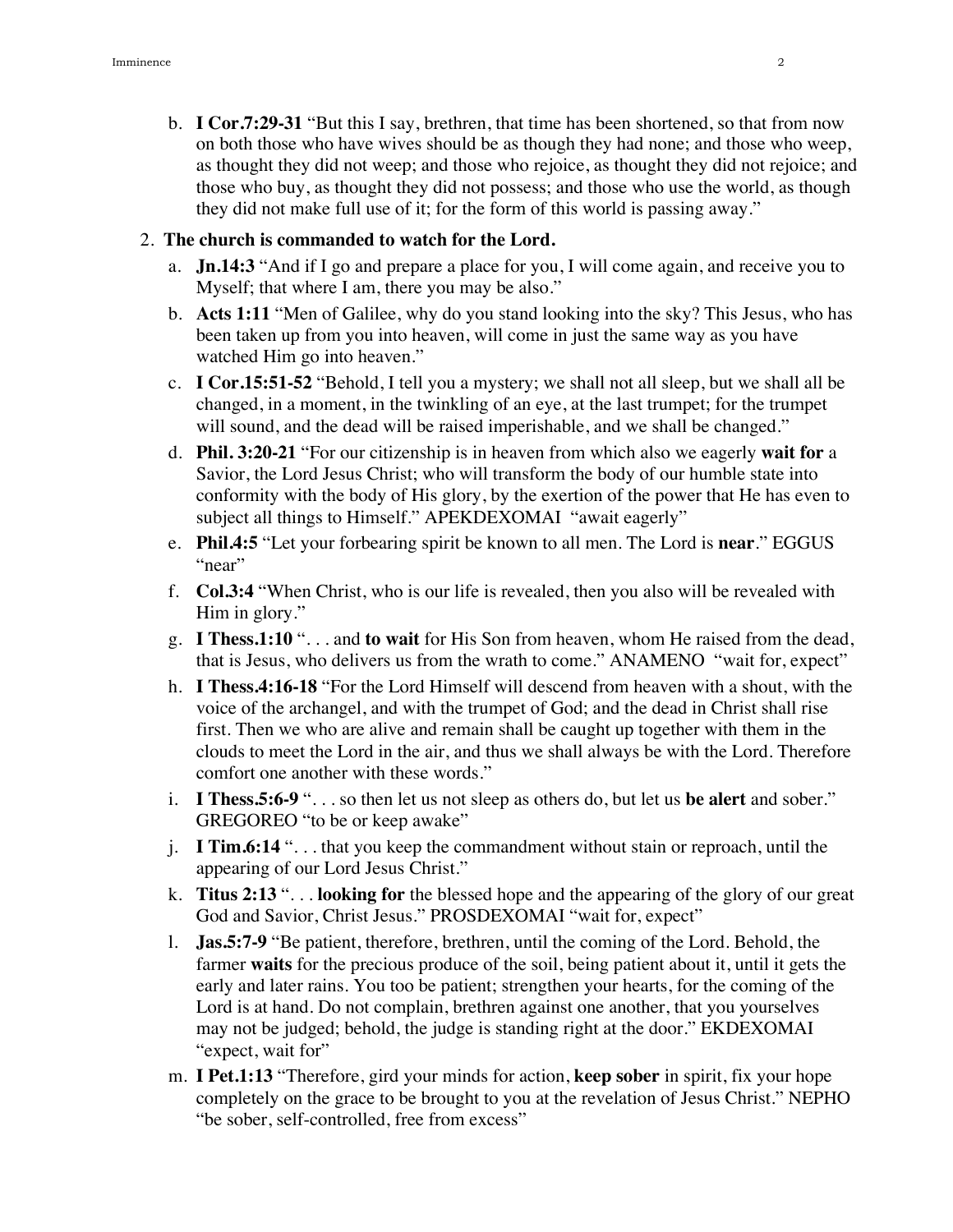b. **I Cor.7:29-31** “But this I say, brethren, that time has been shortened, so that from now on both those who have wives should be as though they had none; and those who weep, as thought they did not weep; and those who rejoice, as thought they did not rejoice; and those who buy, as thought they did not possess; and those who use the world, as though they did not make full use of it; for the form of this world is passing away.”

2. **The church is commanded to watch for the Lord.**
   a. **Jn.14:3** “And if I go and prepare a place for you, I will come again, and receive you to Myself; that where I am, there you may be also.”
   b. **Acts 1:11** “Men of Galilee, why do you stand looking into the sky? This Jesus, who has been taken up from you into heaven, will come in just the same way as you have watched Him go into heaven.”
   c. **I Cor.15:51-52** “Behold, I tell you a mystery; we shall not all sleep, but we shall all be changed, in a moment, in the twinkling of an eye, at the last trumpet; for the trumpet will sound, and the dead will be raised imperishable, and we shall be changed.”
   d. **Phil. 3:20-21** “For our citizenship is in heaven from which also we eagerly **wait for** a Savior, the Lord Jesus Christ; who will transform the body of our humble state into conformity with the body of His glory, by the exertion of the power that He has even to subject all things to Himself.” APEKDEXOMAI “await eagerly”
   e. **Phil.4:5** “Let your forbearing spirit be known to all men. The Lord is **near**.” EGGUS “near”
   f. **Col.3:4** “When Christ, who is our life is revealed, then you also will be revealed with Him in glory.”
   g. **I Thess.1:10** “. . . and **to wait** for His Son from heaven, whom He raised from the dead, that is Jesus, who delivers us from the wrath to come.” ANAMENO “wait for, expect”
   h. **I Thess.4:16-18** “For the Lord Himself will descend from heaven with a shout, with the voice of the archangel, and with the trumpet of God; and the dead in Christ shall rise first. Then we who are alive and remain shall be caught up together with them in the clouds to meet the Lord in the air, and thus we shall always be with the Lord. Therefore comfort one another with these words.”
   i. **I Thess.5:6-9** “. . . so then let us not sleep as others do, but let us **be alert** and sober.” GREGOREO “to be or keep awake”
   j. **I Tim.6:14** “. . . that you keep the commandment without stain or reproach, until the appearing of our Lord Jesus Christ.”
   k. **Titus 2:13** “. . . **looking for** the blessed hope and the appearing of the glory of our great God and Savior, Christ Jesus.” PROSDEXOMAI “wait for, expect”
   l. **Jas.5:7-9** “Be patient, therefore, brethren, until the coming of the Lord. Behold, the farmer **waits** for the precious produce of the soil, being patient about it, until it gets the early and later rains. You too be patient; strengthen your hearts, for the coming of the Lord is at hand. Do not complain, brethren against one another, that you yourselves may not be judged; behold, the judge is standing right at the door.” EKDEXOMAI “expect, wait for”
   m. **I Pet.1:13** “Therefore, gird your minds for action, **keep sober** in spirit, fix your hope completely on the grace to be brought to you at the revelation of Jesus Christ.” NEPHO “be sober, self-controlled, free from excess”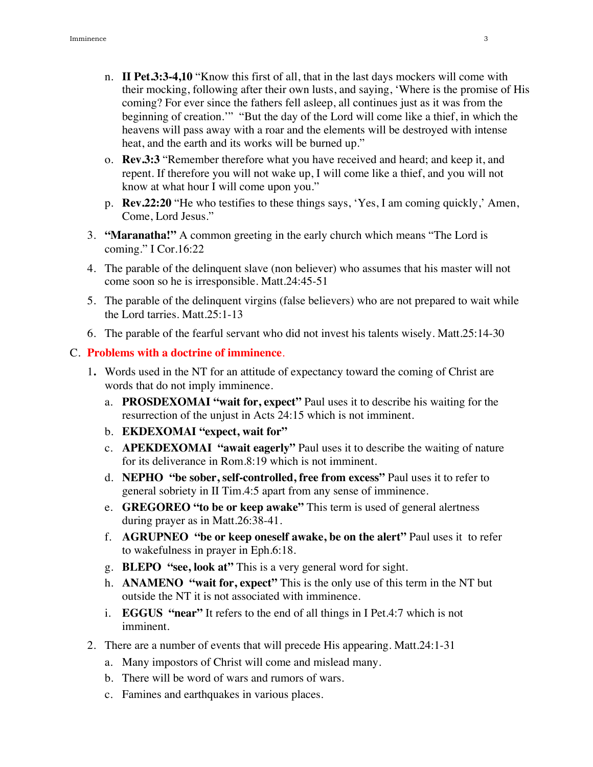n. **II Pet.3:3-4,10** "Know this first of all, that in the last days mockers will come with their mocking, following after their own lusts, and saying, 'Where is the promise of His coming? For ever since the fathers fell asleep, all continues just as it was from the beginning of creation.'" "But the day of the Lord will come like a thief, in which the heavens will pass away with a roar and the elements will be destroyed with intense heat, and the earth and its works will be burned up."

o. **Rev.3:3** "Remember therefore what you have received and heard; and keep it, and repent. If therefore you will not wake up, I will come like a thief, and you will not know at what hour I will come upon you."

p. **Rev.22:20** "He who testifies to these things says, 'Yes, I am coming quickly,' Amen, Come, Lord Jesus."

3. **"Maranatha!"** A common greeting in the early church which means "The Lord is coming." I Cor.16:22

4. The parable of the delinquent slave (non believer) who assumes that his master will not come soon so he is irresponsible. Matt.24:45-51

5. The parable of the delinquent virgins (false believers) who are not prepared to wait while the Lord tarries. Matt.25:1-13

6. The parable of the fearful servant who did not invest his talents wisely. Matt.25:14-30

C. **Problems with a doctrine of imminence.**

1. Words used in the NT for an attitude of expectancy toward the coming of Christ are words that do not imply imminence.
   a. **PROSDEXOMAI "wait for, expect"** Paul uses it to describe his waiting for the resurrection of the unjust in Acts 24:15 which is not imminent.
   b. **EKDEXOMAI "expect, wait for"**
   c. **APEKDEXOMAI "await eagerly"** Paul uses it to describe the waiting of nature for its deliverance in Rom.8:19 which is not imminent.
   d. **NEPHO "be sober, self-controlled, free from excess"** Paul uses it to refer to general sobriety in II Tim.4:5 apart from any sense of imminence.
   e. **GREGOREO "to be or keep awake"** This term is used of general alertness during prayer as in Matt.26:38-41.
   f. **AGRUPNEO "be or keep oneself awake, be on the alert"** Paul uses it to refer to wakefulness in prayer in Eph.6:18.
   g. **BLEPO "see, look at"** This is a very general word for sight.
   h. **ANAMENO "wait for, expect"** This is the only use of this term in the NT but outside the NT it is not associated with imminence.
   i. **EGGUS "near"** It refers to the end of all things in I Pet.4:7 which is not imminent.

2. There are a number of events that will precede His appearing. Matt.24:1-31
   a. Many impostors of Christ will come and mislead many.
   b. There will be word of wars and rumors of wars.
   c. Famines and earthquakes in various places.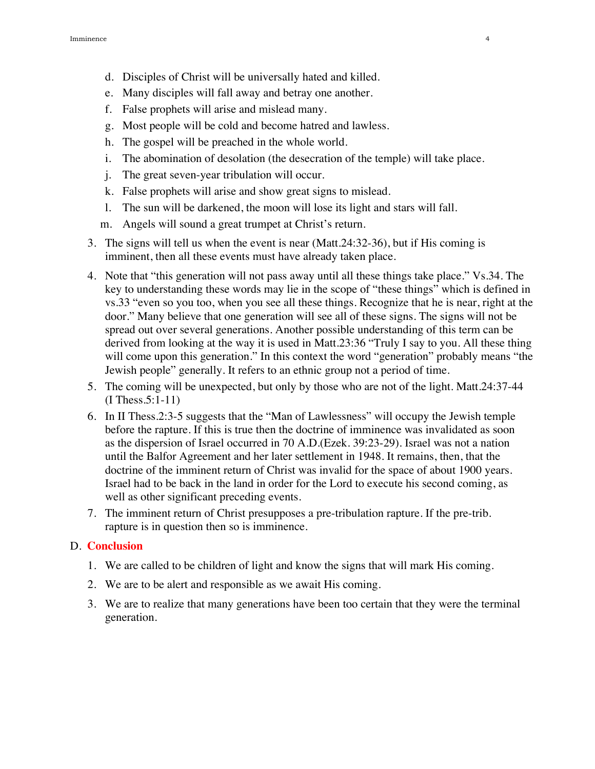d. Disciples of Christ will be universally hated and killed.
   e. Many disciples will fall away and betray one another.
   f. False prophets will arise and mislead many.
   g. Most people will be cold and become hatred and lawless.
   h. The gospel will be preached in the whole world.
   i. The abomination of desolation (the desecration of the temple) will take place.
   j. The great seven-year tribulation will occur.
   k. False prophets will arise and show great signs to mislead.
   l. The sun will be darkened, the moon will lose its light and stars will fall.
   m. Angels will sound a great trumpet at Christ's return.

3. The signs will tell us when the event is near (Matt.24:32-36), but if His coming is imminent, then all these events must have already taken place.
4. Note that "this generation will not pass away until all these things take place." Vs.34. The key to understanding these words may lie in the scope of "these things" which is defined in vs.33 "even so you too, when you see all these things. Recognize that he is near, right at the door." Many believe that one generation will see all of these signs. The signs will not be spread out over several generations. Another possible understanding of this term can be derived from looking at the way it is used in Matt.23:36 "Truly I say to you. All these thing will come upon this generation." In this context the word "generation" probably means "the Jewish people" generally. It refers to an ethnic group not a period of time.
5. The coming will be unexpected, but only by those who are not of the light. Matt.24:37-44 (I Thess.5:1-11)
6. In II Thess.2:3-5 suggests that the "Man of Lawlessness" will occupy the Jewish temple before the rapture. If this is true then the doctrine of imminence was invalidated as soon as the dispersion of Israel occurred in 70 A.D.(Ezek. 39:23-29). Israel was not a nation until the Balfor Agreement and her later settlement in 1948. It remains, then, that the doctrine of the imminent return of Christ was invalid for the space of about 1900 years. Israel had to be back in the land in order for the Lord to execute his second coming, as well as other significant preceding events.
7. The imminent return of Christ presupposes a pre-tribulation rapture. If the pre-trib. rapture is in question then so is imminence.

## D. **Conclusion**

1. We are called to be children of light and know the signs that will mark His coming.
2. We are to be alert and responsible as we await His coming.
3. We are to realize that many generations have been too certain that they were the terminal generation.